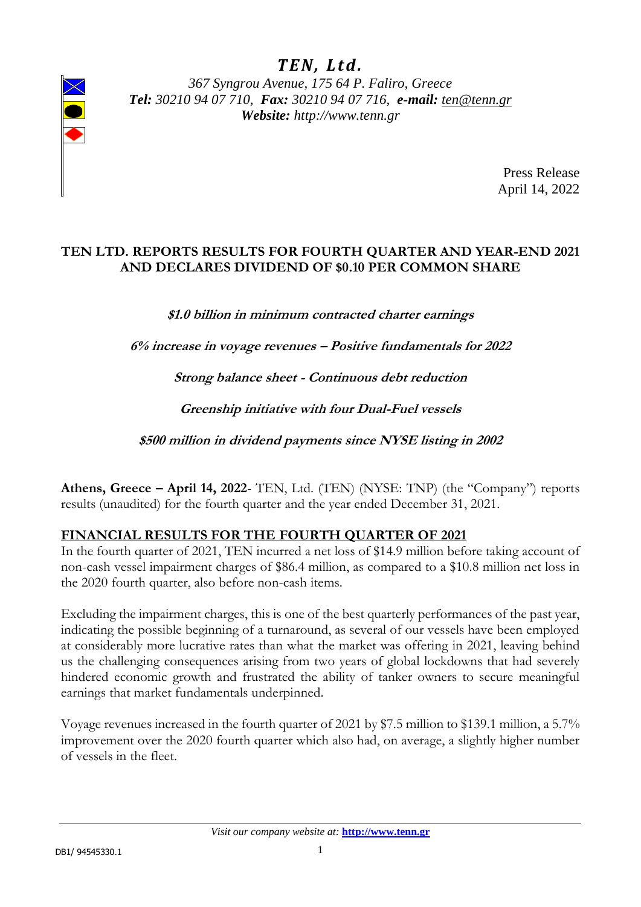# *TEN, Ltd.*

*367 Syngrou Avenue, 175 64 P. Faliro, Greece*
***Tel:** 30210 94 07 710, **Fax:** 30210 94 07 716, **e-mail:** ten@tenn.gr*
***Website:** http://www.tenn.gr*

Press Release
April 14, 2022

## TEN LTD. REPORTS RESULTS FOR FOURTH QUARTER AND YEAR-END 2021 AND DECLARES DIVIDEND OF $0.10 PER COMMON SHARE

***$1.0 billion in minimum contracted charter earnings***

***6% increase in voyage revenues – Positive fundamentals for 2022***

***Strong balance sheet - Continuous debt reduction***

***Greenship initiative with four Dual-Fuel vessels***

***$500 million in dividend payments since NYSE listing in 2002***

**Athens, Greece – April 14, 2022**- TEN, Ltd. (TEN) (NYSE: TNP) (the "Company") reports results (unaudited) for the fourth quarter and the year ended December 31, 2021.

### FINANCIAL RESULTS FOR THE FOURTH QUARTER OF 2021

In the fourth quarter of 2021, TEN incurred a net loss of $14.9 million before taking account of non-cash vessel impairment charges of $86.4 million, as compared to a $10.8 million net loss in the 2020 fourth quarter, also before non-cash items.

Excluding the impairment charges, this is one of the best quarterly performances of the past year, indicating the possible beginning of a turnaround, as several of our vessels have been employed at considerably more lucrative rates than what the market was offering in 2021, leaving behind us the challenging consequences arising from two years of global lockdowns that had severely hindered economic growth and frustrated the ability of tanker owners to secure meaningful earnings that market fundamentals underpinned.

Voyage revenues increased in the fourth quarter of 2021 by $7.5 million to $139.1 million, a 5.7% improvement over the 2020 fourth quarter which also had, on average, a slightly higher number of vessels in the fleet.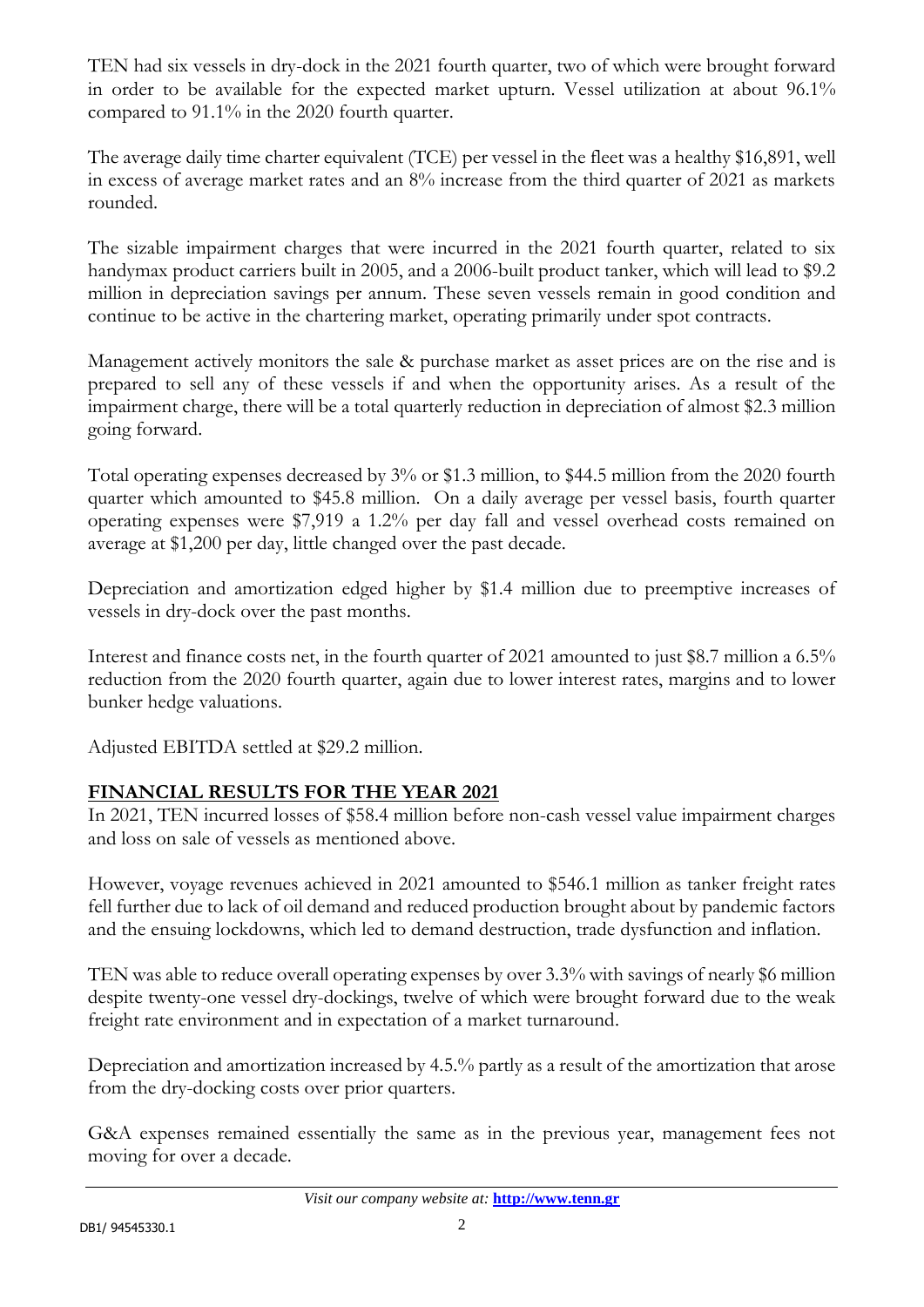TEN had six vessels in dry-dock in the 2021 fourth quarter, two of which were brought forward in order to be available for the expected market upturn. Vessel utilization at about 96.1% compared to 91.1% in the 2020 fourth quarter.

The average daily time charter equivalent (TCE) per vessel in the fleet was a healthy $16,891, well in excess of average market rates and an 8% increase from the third quarter of 2021 as markets rounded.

The sizable impairment charges that were incurred in the 2021 fourth quarter, related to six handymax product carriers built in 2005, and a 2006-built product tanker, which will lead to $9.2 million in depreciation savings per annum. These seven vessels remain in good condition and continue to be active in the chartering market, operating primarily under spot contracts.

Management actively monitors the sale & purchase market as asset prices are on the rise and is prepared to sell any of these vessels if and when the opportunity arises. As a result of the impairment charge, there will be a total quarterly reduction in depreciation of almost $2.3 million going forward.

Total operating expenses decreased by 3% or $1.3 million, to $44.5 million from the 2020 fourth quarter which amounted to $45.8 million. On a daily average per vessel basis, fourth quarter operating expenses were $7,919 a 1.2% per day fall and vessel overhead costs remained on average at $1,200 per day, little changed over the past decade.

Depreciation and amortization edged higher by $1.4 million due to preemptive increases of vessels in dry-dock over the past months.

Interest and finance costs net, in the fourth quarter of 2021 amounted to just $8.7 million a 6.5% reduction from the 2020 fourth quarter, again due to lower interest rates, margins and to lower bunker hedge valuations.

Adjusted EBITDA settled at $29.2 million.

## FINANCIAL RESULTS FOR THE YEAR 2021

In 2021, TEN incurred losses of $58.4 million before non-cash vessel value impairment charges and loss on sale of vessels as mentioned above.

However, voyage revenues achieved in 2021 amounted to $546.1 million as tanker freight rates fell further due to lack of oil demand and reduced production brought about by pandemic factors and the ensuing lockdowns, which led to demand destruction, trade dysfunction and inflation.

TEN was able to reduce overall operating expenses by over 3.3% with savings of nearly $6 million despite twenty-one vessel dry-dockings, twelve of which were brought forward due to the weak freight rate environment and in expectation of a market turnaround.

Depreciation and amortization increased by 4.5.% partly as a result of the amortization that arose from the dry-docking costs over prior quarters.

G&A expenses remained essentially the same as in the previous year, management fees not moving for over a decade.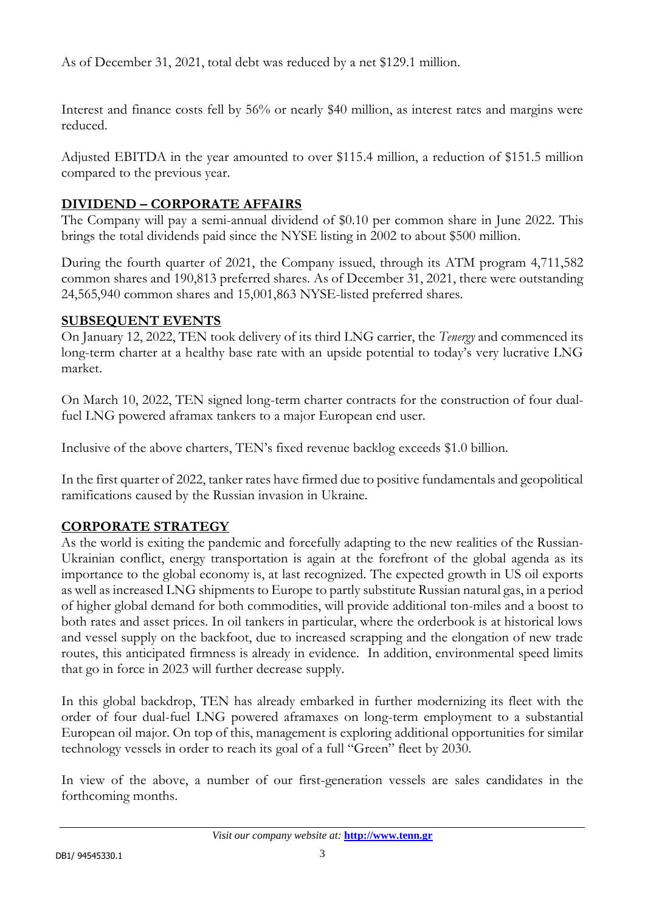As of December 31, 2021, total debt was reduced by a net $129.1 million.

Interest and finance costs fell by 56% or nearly $40 million, as interest rates and margins were reduced.

Adjusted EBITDA in the year amounted to over $115.4 million, a reduction of $151.5 million compared to the previous year.

## DIVIDEND – CORPORATE AFFAIRS

The Company will pay a semi-annual dividend of $0.10 per common share in June 2022. This brings the total dividends paid since the NYSE listing in 2002 to about $500 million.

During the fourth quarter of 2021, the Company issued, through its ATM program 4,711,582 common shares and 190,813 preferred shares. As of December 31, 2021, there were outstanding 24,565,940 common shares and 15,001,863 NYSE-listed preferred shares.

## SUBSEQUENT EVENTS

On January 12, 2022, TEN took delivery of its third LNG carrier, the *Tenergy* and commenced its long-term charter at a healthy base rate with an upside potential to today's very lucrative LNG market.

On March 10, 2022, TEN signed long-term charter contracts for the construction of four dual-fuel LNG powered aframax tankers to a major European end user.

Inclusive of the above charters, TEN's fixed revenue backlog exceeds $1.0 billion.

In the first quarter of 2022, tanker rates have firmed due to positive fundamentals and geopolitical ramifications caused by the Russian invasion in Ukraine.

## CORPORATE STRATEGY

As the world is exiting the pandemic and forcefully adapting to the new realities of the Russian-Ukrainian conflict, energy transportation is again at the forefront of the global agenda as its importance to the global economy is, at last recognized. The expected growth in US oil exports as well as increased LNG shipments to Europe to partly substitute Russian natural gas, in a period of higher global demand for both commodities, will provide additional ton-miles and a boost to both rates and asset prices. In oil tankers in particular, where the orderbook is at historical lows and vessel supply on the backfoot, due to increased scrapping and the elongation of new trade routes, this anticipated firmness is already in evidence. In addition, environmental speed limits that go in force in 2023 will further decrease supply.

In this global backdrop, TEN has already embarked in further modernizing its fleet with the order of four dual-fuel LNG powered aframaxes on long-term employment to a substantial European oil major. On top of this, management is exploring additional opportunities for similar technology vessels in order to reach its goal of a full "Green" fleet by 2030.

In view of the above, a number of our first-generation vessels are sales candidates in the forthcoming months.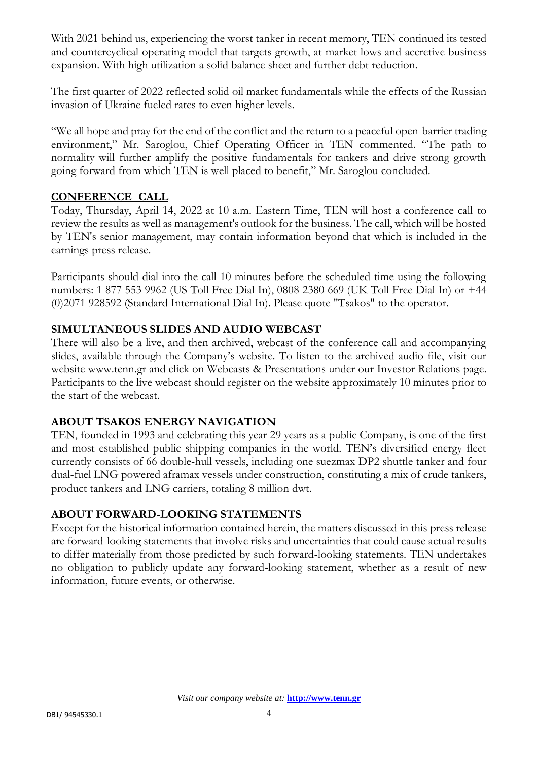With 2021 behind us, experiencing the worst tanker in recent memory, TEN continued its tested and countercyclical operating model that targets growth, at market lows and accretive business expansion. With high utilization a solid balance sheet and further debt reduction.

The first quarter of 2022 reflected solid oil market fundamentals while the effects of the Russian invasion of Ukraine fueled rates to even higher levels.

"We all hope and pray for the end of the conflict and the return to a peaceful open-barrier trading environment," Mr. Saroglou, Chief Operating Officer in TEN commented. "The path to normality will further amplify the positive fundamentals for tankers and drive strong growth going forward from which TEN is well placed to benefit," Mr. Saroglou concluded.

## CONFERENCE CALL

Today, Thursday, April 14, 2022 at 10 a.m. Eastern Time, TEN will host a conference call to review the results as well as management's outlook for the business. The call, which will be hosted by TEN's senior management, may contain information beyond that which is included in the earnings press release.

Participants should dial into the call 10 minutes before the scheduled time using the following numbers: 1 877 553 9962 (US Toll Free Dial In), 0808 2380 669 (UK Toll Free Dial In) or +44 (0)2071 928592 (Standard International Dial In). Please quote "Tsakos" to the operator.

## SIMULTANEOUS SLIDES AND AUDIO WEBCAST

There will also be a live, and then archived, webcast of the conference call and accompanying slides, available through the Company's website. To listen to the archived audio file, visit our website www.tenn.gr and click on Webcasts & Presentations under our Investor Relations page. Participants to the live webcast should register on the website approximately 10 minutes prior to the start of the webcast.

## ABOUT TSAKOS ENERGY NAVIGATION

TEN, founded in 1993 and celebrating this year 29 years as a public Company, is one of the first and most established public shipping companies in the world. TEN's diversified energy fleet currently consists of 66 double-hull vessels, including one suezmax DP2 shuttle tanker and four dual-fuel LNG powered aframax vessels under construction, constituting a mix of crude tankers, product tankers and LNG carriers, totaling 8 million dwt.

## ABOUT FORWARD-LOOKING STATEMENTS

Except for the historical information contained herein, the matters discussed in this press release are forward-looking statements that involve risks and uncertainties that could cause actual results to differ materially from those predicted by such forward-looking statements. TEN undertakes no obligation to publicly update any forward-looking statement, whether as a result of new information, future events, or otherwise.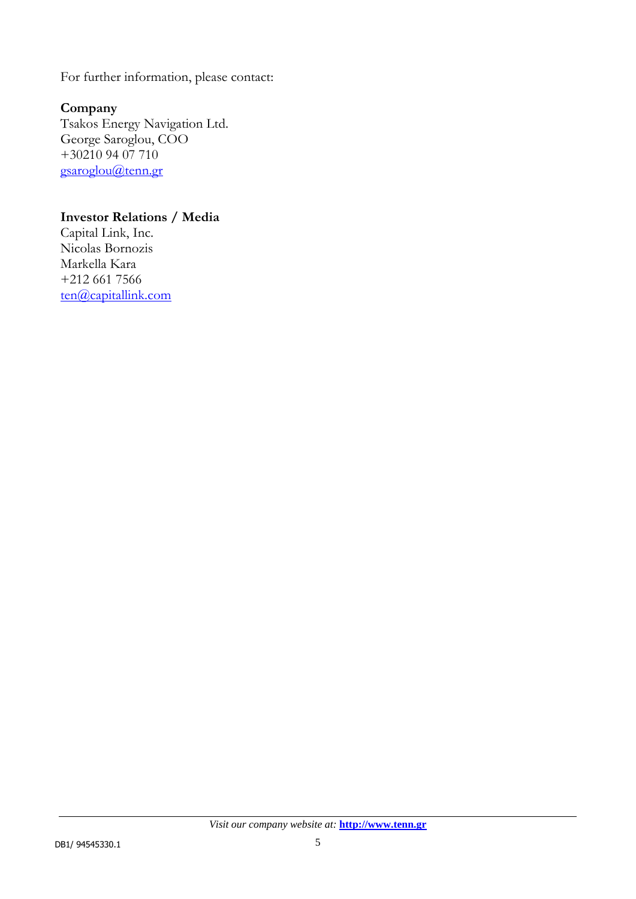For further information, please contact:

**Company**
Tsakos Energy Navigation Ltd.
George Saroglou, COO
+30210 94 07 710
gsaroglou@tenn.gr

**Investor Relations / Media**
Capital Link, Inc.
Nicolas Bornozis
Markella Kara
+212 661 7566
ten@capitallink.com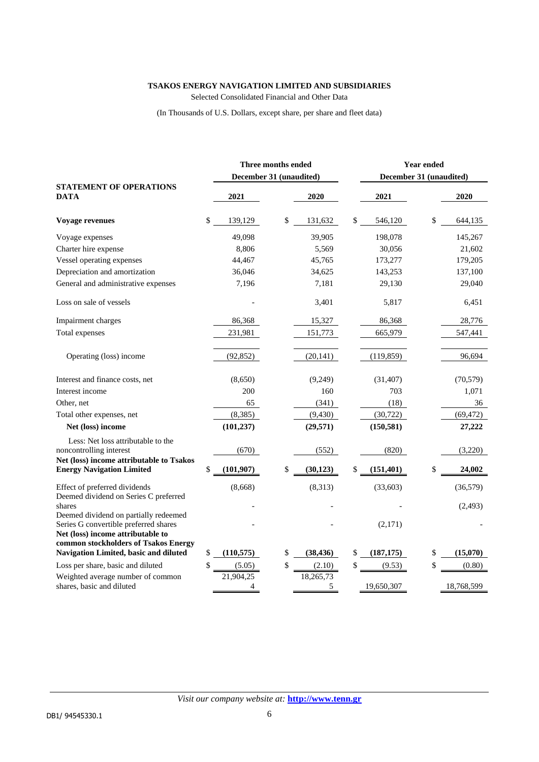**TSAKOS ENERGY NAVIGATION LIMITED AND SUBSIDIARIES**

Selected Consolidated Financial and Other Data

(In Thousands of U.S. Dollars, except share, per share and fleet data)

| | Three months ended December 31 (unaudited) | | Year ended December 31 (unaudited) | |
|---|---|---|---|---|
| **STATEMENT OF OPERATIONS DATA** | **2021** | **2020** | **2021** | **2020** |
| **Voyage revenues** | $ 139,129 | $ 131,632 | $ 546,120 | $ 644,135 |
| Voyage expenses | 49,098 | 39,905 | 198,078 | 145,267 |
| Charter hire expense | 8,806 | 5,569 | 30,056 | 21,602 |
| Vessel operating expenses | 44,467 | 45,765 | 173,277 | 179,205 |
| Depreciation and amortization | 36,046 | 34,625 | 143,253 | 137,100 |
| General and administrative expenses | 7,196 | 7,181 | 29,130 | 29,040 |
| Loss on sale of vessels | - | 3,401 | 5,817 | 6,451 |
| Impairment charges | 86,368 | 15,327 | 86,368 | 28,776 |
| Total expenses | 231,981 | 151,773 | 665,979 | 547,441 |
| Operating (loss) income | (92,852) | (20,141) | (119,859) | 96,694 |
| Interest and finance costs, net | (8,650) | (9,249) | (31,407) | (70,579) |
| Interest income | 200 | 160 | 703 | 1,071 |
| Other, net | 65 | (341) | (18) | 36 |
| Total other expenses, net | (8,385) | (9,430) | (30,722) | (69,472) |
| **Net (loss) income** | **(101,237)** | **(29,571)** | **(150,581)** | **27,222** |
| Less: Net loss attributable to the noncontrolling interest | (670) | (552) | (820) | (3,220) |
| **Net (loss) income attributable to Tsakos Energy Navigation Limited** | **$ (101,907)** | **$ (30,123)** | **$ (151,401)** | **$ 24,002** |
| Effect of preferred dividends | (8,668) | (8,313) | (33,603) | (36,579) |
| Deemed dividend on Series C preferred shares | - | - | - | (2,493) |
| Deemed dividend on partially redeemed Series G convertible preferred shares | - | - | (2,171) | - |
| **Net (loss) income attributable to common stockholders of Tsakos Energy Navigation Limited, basic and diluted** | **$ (110,575)** | **$ (38,436)** | **$ (187,175)** | **$ (15,070)** |
| Loss per share, basic and diluted | $ (5.05) | $ (2.10) | $ (9.53) | $ (0.80) |
| Weighted average number of common shares, basic and diluted | 21,904,254 | 18,265,735 | 19,650,307 | 18,768,599 |

*Visit our company website at:* **http://www.tenn.gr**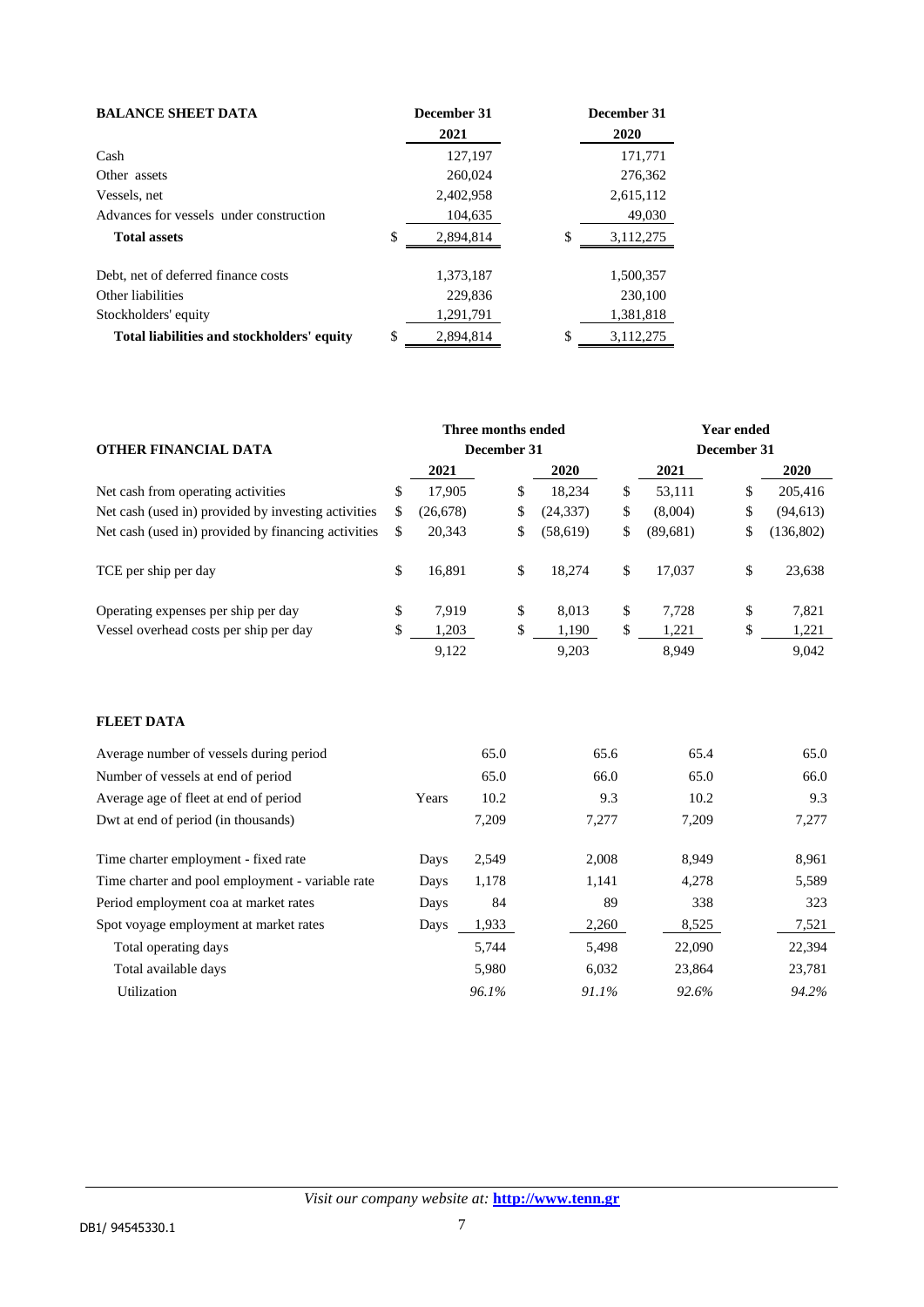| BALANCE SHEET DATA | December 31 2021 | December 31 2020 |
|---|---|---|
| Cash | 127,197 | 171,771 |
| Other assets | 260,024 | 276,362 |
| Vessels, net | 2,402,958 | 2,615,112 |
| Advances for vessels under construction | 104,635 | 49,030 |
| **Total assets** | $ 2,894,814 | $ 3,112,275 |
| | | |
| Debt, net of deferred finance costs | 1,373,187 | 1,500,357 |
| Other liabilities | 229,836 | 230,100 |
| Stockholders' equity | 1,291,791 | 1,381,818 |
| **Total liabilities and stockholders' equity** | $ 2,894,814 | $ 3,112,275 |

| OTHER FINANCIAL DATA | Three months ended December 31 | | Year ended December 31 | |
|---|---|---|---|---|
| | **2021** | **2020** | **2021** | **2020** |
| Net cash from operating activities | $ 17,905 | $ 18,234 | $ 53,111 | $ 205,416 |
| Net cash (used in) provided by investing activities | $ (26,678) | $ (24,337) | $ (8,004) | $ (94,613) |
| Net cash (used in) provided by financing activities | $ 20,343 | $ (58,619) | $ (89,681) | $ (136,802) |
| | | | | |
| TCE per ship per day | $ 16,891 | $ 18,274 | $ 17,037 | $ 23,638 |
| | | | | |
| Operating expenses per ship per day | $ 7,919 | $ 8,013 | $ 7,728 | $ 7,821 |
| Vessel overhead costs per ship per day | $ 1,203 | $ 1,190 | $ 1,221 | $ 1,221 |
| | 9,122 | 9,203 | 8,949 | 9,042 |

**FLEET DATA**

| | | | | | |
|---|---|---|---|---|---|
| Average number of vessels during period | | 65.0 | 65.6 | 65.4 | 65.0 |
| Number of vessels at end of period | | 65.0 | 66.0 | 65.0 | 66.0 |
| Average age of fleet at end of period | Years | 10.2 | 9.3 | 10.2 | 9.3 |
| Dwt at end of period (in thousands) | | 7,209 | 7,277 | 7,209 | 7,277 |
| | | | | | |
| Time charter employment - fixed rate | Days | 2,549 | 2,008 | 8,949 | 8,961 |
| Time charter and pool employment - variable rate | Days | 1,178 | 1,141 | 4,278 | 5,589 |
| Period employment coa at market rates | Days | 84 | 89 | 338 | 323 |
| Spot voyage employment at market rates | Days | 1,933 | 2,260 | 8,525 | 7,521 |
| Total operating days | | 5,744 | 5,498 | 22,090 | 22,394 |
| Total available days | | 5,980 | 6,032 | 23,864 | 23,781 |
| Utilization | | *96.1%* | *91.1%* | *92.6%* | *94.2%* |

*Visit our company website at:* **http://www.tenn.gr**

DB1/ 94545330.1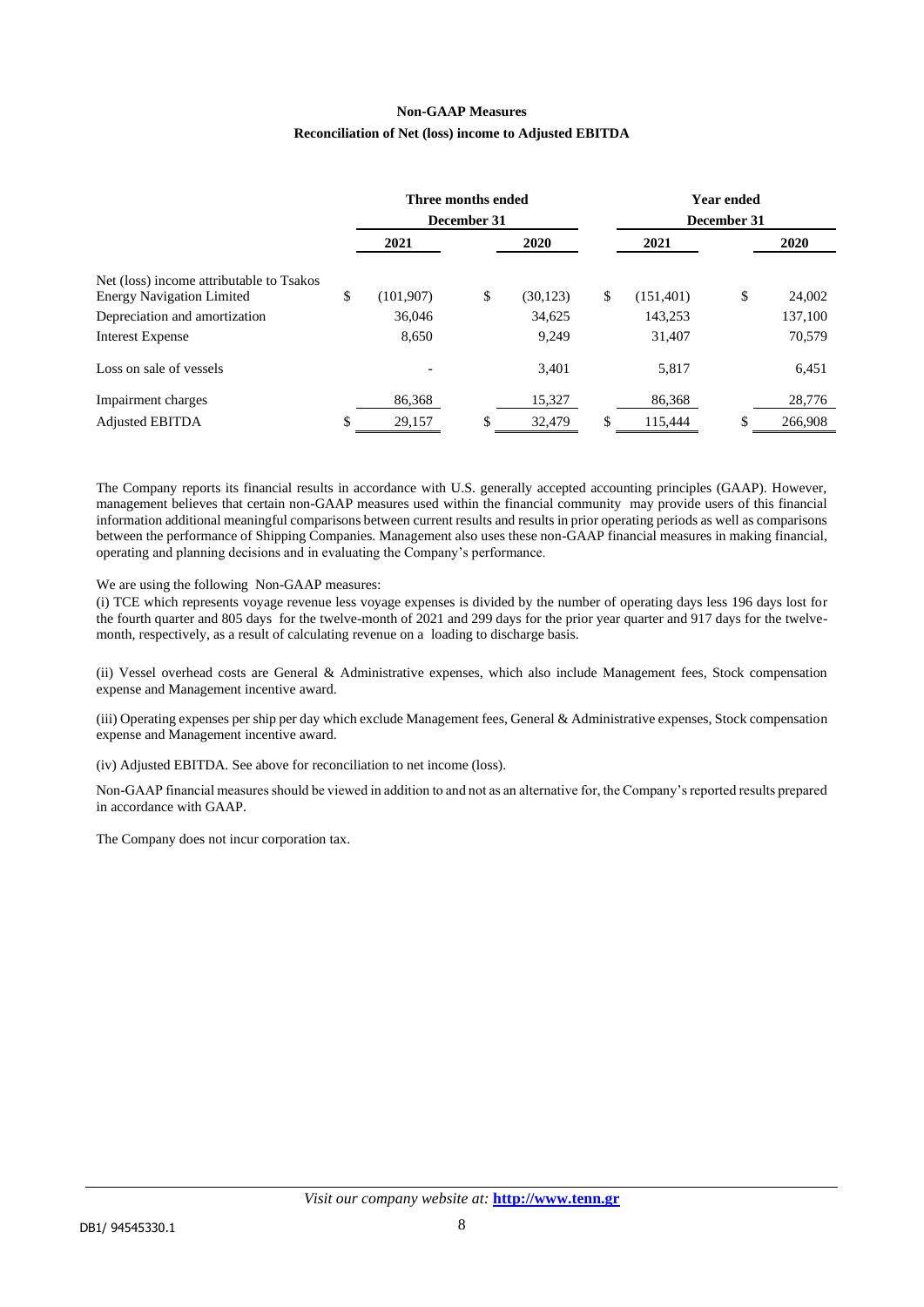**Non-GAAP Measures**

**Reconciliation of Net (loss) income to Adjusted EBITDA**

| | Three months ended December 31 | | Year ended December 31 | |
|---|---|---|---|---|
| | **2021** | **2020** | **2021** | **2020** |
| Net (loss) income attributable to Tsakos Energy Navigation Limited | $ (101,907) | $ (30,123) | $ (151,401) | $ 24,002 |
| Depreciation and amortization | 36,046 | 34,625 | 143,253 | 137,100 |
| Interest Expense | 8,650 | 9,249 | 31,407 | 70,579 |
| Loss on sale of vessels | - | 3,401 | 5,817 | 6,451 |
| Impairment charges | 86,368 | 15,327 | 86,368 | 28,776 |
| Adjusted EBITDA | $ 29,157 | $ 32,479 | $ 115,444 | $ 266,908 |

The Company reports its financial results in accordance with U.S. generally accepted accounting principles (GAAP). However, management believes that certain non-GAAP measures used within the financial community may provide users of this financial information additional meaningful comparisons between current results and results in prior operating periods as well as comparisons between the performance of Shipping Companies. Management also uses these non-GAAP financial measures in making financial, operating and planning decisions and in evaluating the Company's performance.

We are using the following Non-GAAP measures:

(i) TCE which represents voyage revenue less voyage expenses is divided by the number of operating days less 196 days lost for the fourth quarter and 805 days for the twelve-month of 2021 and 299 days for the prior year quarter and 917 days for the twelve-month, respectively, as a result of calculating revenue on a loading to discharge basis.

(ii) Vessel overhead costs are General & Administrative expenses, which also include Management fees, Stock compensation expense and Management incentive award.

(iii) Operating expenses per ship per day which exclude Management fees, General & Administrative expenses, Stock compensation expense and Management incentive award.

(iv) Adjusted EBITDA. See above for reconciliation to net income (loss).

Non-GAAP financial measures should be viewed in addition to and not as an alternative for, the Company's reported results prepared in accordance with GAAP.

The Company does not incur corporation tax.

*Visit our company website at:* **http://www.tenn.gr**